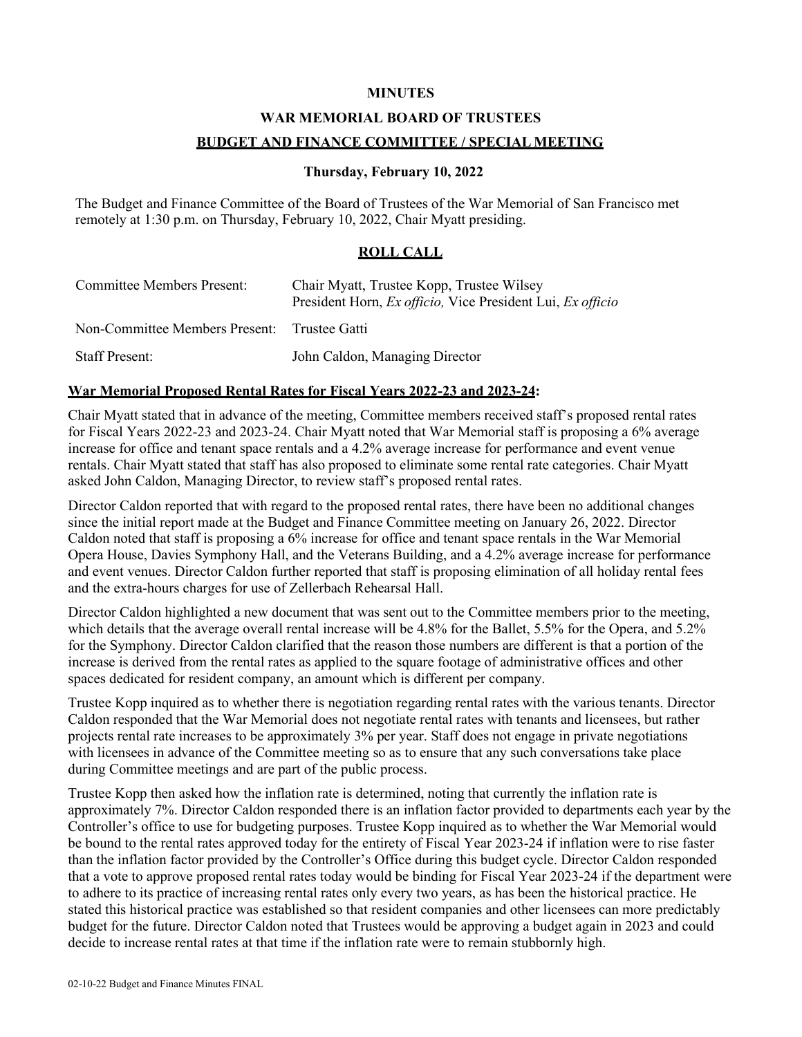**MINUTES**

**WAR MEMORIAL BOARD OF TRUSTEES**

**BUDGET AND FINANCE COMMITTEE / SPECIAL MEETING**

**Thursday, February 10, 2022**

The Budget and Finance Committee of the Board of Trustees of the War Memorial of San Francisco met remotely at 1:30 p.m. on Thursday, February 10, 2022, Chair Myatt presiding.

**ROLL CALL**

| | |
|---|---|
| Committee Members Present: | Chair Myatt, Trustee Kopp, Trustee Wilsey<br>President Horn, *Ex officio,* Vice President Lui, *Ex officio* |
| Non-Committee Members Present: | Trustee Gatti |
| Staff Present: | John Caldon, Managing Director |

**War Memorial Proposed Rental Rates for Fiscal Years 2022-23 and 2023-24:**

Chair Myatt stated that in advance of the meeting, Committee members received staff's proposed rental rates for Fiscal Years 2022-23 and 2023-24. Chair Myatt noted that War Memorial staff is proposing a 6% average increase for office and tenant space rentals and a 4.2% average increase for performance and event venue rentals. Chair Myatt stated that staff has also proposed to eliminate some rental rate categories. Chair Myatt asked John Caldon, Managing Director, to review staff's proposed rental rates.

Director Caldon reported that with regard to the proposed rental rates, there have been no additional changes since the initial report made at the Budget and Finance Committee meeting on January 26, 2022. Director Caldon noted that staff is proposing a 6% increase for office and tenant space rentals in the War Memorial Opera House, Davies Symphony Hall, and the Veterans Building, and a 4.2% average increase for performance and event venues. Director Caldon further reported that staff is proposing elimination of all holiday rental fees and the extra-hours charges for use of Zellerbach Rehearsal Hall.

Director Caldon highlighted a new document that was sent out to the Committee members prior to the meeting, which details that the average overall rental increase will be 4.8% for the Ballet, 5.5% for the Opera, and 5.2% for the Symphony. Director Caldon clarified that the reason those numbers are different is that a portion of the increase is derived from the rental rates as applied to the square footage of administrative offices and other spaces dedicated for resident company, an amount which is different per company.

Trustee Kopp inquired as to whether there is negotiation regarding rental rates with the various tenants. Director Caldon responded that the War Memorial does not negotiate rental rates with tenants and licensees, but rather projects rental rate increases to be approximately 3% per year. Staff does not engage in private negotiations with licensees in advance of the Committee meeting so as to ensure that any such conversations take place during Committee meetings and are part of the public process.

Trustee Kopp then asked how the inflation rate is determined, noting that currently the inflation rate is approximately 7%. Director Caldon responded there is an inflation factor provided to departments each year by the Controller's office to use for budgeting purposes. Trustee Kopp inquired as to whether the War Memorial would be bound to the rental rates approved today for the entirety of Fiscal Year 2023-24 if inflation were to rise faster than the inflation factor provided by the Controller's Office during this budget cycle. Director Caldon responded that a vote to approve proposed rental rates today would be binding for Fiscal Year 2023-24 if the department were to adhere to its practice of increasing rental rates only every two years, as has been the historical practice. He stated this historical practice was established so that resident companies and other licensees can more predictably budget for the future. Director Caldon noted that Trustees would be approving a budget again in 2023 and could decide to increase rental rates at that time if the inflation rate were to remain stubbornly high.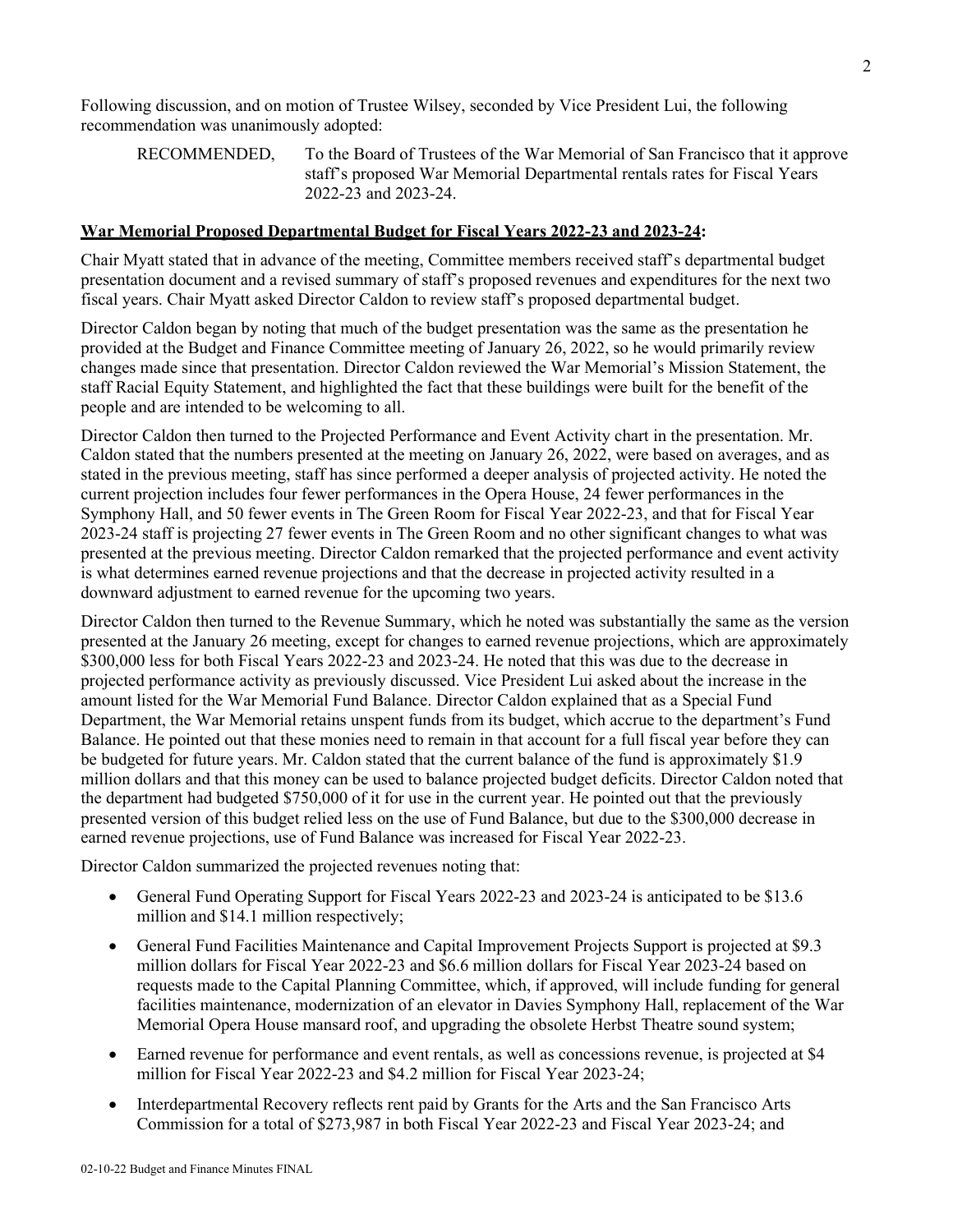Following discussion, and on motion of Trustee Wilsey, seconded by Vice President Lui, the following recommendation was unanimously adopted:

> RECOMMENDED, To the Board of Trustees of the War Memorial of San Francisco that it approve staff's proposed War Memorial Departmental rentals rates for Fiscal Years 2022-23 and 2023-24.

**War Memorial Proposed Departmental Budget for Fiscal Years 2022-23 and 2023-24:**

Chair Myatt stated that in advance of the meeting, Committee members received staff's departmental budget presentation document and a revised summary of staff's proposed revenues and expenditures for the next two fiscal years. Chair Myatt asked Director Caldon to review staff's proposed departmental budget.

Director Caldon began by noting that much of the budget presentation was the same as the presentation he provided at the Budget and Finance Committee meeting of January 26, 2022, so he would primarily review changes made since that presentation. Director Caldon reviewed the War Memorial's Mission Statement, the staff Racial Equity Statement, and highlighted the fact that these buildings were built for the benefit of the people and are intended to be welcoming to all.

Director Caldon then turned to the Projected Performance and Event Activity chart in the presentation. Mr. Caldon stated that the numbers presented at the meeting on January 26, 2022, were based on averages, and as stated in the previous meeting, staff has since performed a deeper analysis of projected activity. He noted the current projection includes four fewer performances in the Opera House, 24 fewer performances in the Symphony Hall, and 50 fewer events in The Green Room for Fiscal Year 2022-23, and that for Fiscal Year 2023-24 staff is projecting 27 fewer events in The Green Room and no other significant changes to what was presented at the previous meeting. Director Caldon remarked that the projected performance and event activity is what determines earned revenue projections and that the decrease in projected activity resulted in a downward adjustment to earned revenue for the upcoming two years.

Director Caldon then turned to the Revenue Summary, which he noted was substantially the same as the version presented at the January 26 meeting, except for changes to earned revenue projections, which are approximately $300,000 less for both Fiscal Years 2022-23 and 2023-24. He noted that this was due to the decrease in projected performance activity as previously discussed. Vice President Lui asked about the increase in the amount listed for the War Memorial Fund Balance. Director Caldon explained that as a Special Fund Department, the War Memorial retains unspent funds from its budget, which accrue to the department's Fund Balance. He pointed out that these monies need to remain in that account for a full fiscal year before they can be budgeted for future years. Mr. Caldon stated that the current balance of the fund is approximately $1.9 million dollars and that this money can be used to balance projected budget deficits. Director Caldon noted that the department had budgeted $750,000 of it for use in the current year. He pointed out that the previously presented version of this budget relied less on the use of Fund Balance, but due to the $300,000 decrease in earned revenue projections, use of Fund Balance was increased for Fiscal Year 2022-23.

Director Caldon summarized the projected revenues noting that:

- General Fund Operating Support for Fiscal Years 2022-23 and 2023-24 is anticipated to be $13.6 million and $14.1 million respectively;
- General Fund Facilities Maintenance and Capital Improvement Projects Support is projected at $9.3 million dollars for Fiscal Year 2022-23 and $6.6 million dollars for Fiscal Year 2023-24 based on requests made to the Capital Planning Committee, which, if approved, will include funding for general facilities maintenance, modernization of an elevator in Davies Symphony Hall, replacement of the War Memorial Opera House mansard roof, and upgrading the obsolete Herbst Theatre sound system;
- Earned revenue for performance and event rentals, as well as concessions revenue, is projected at $4 million for Fiscal Year 2022-23 and $4.2 million for Fiscal Year 2023-24;
- Interdepartmental Recovery reflects rent paid by Grants for the Arts and the San Francisco Arts Commission for a total of $273,987 in both Fiscal Year 2022-23 and Fiscal Year 2023-24; and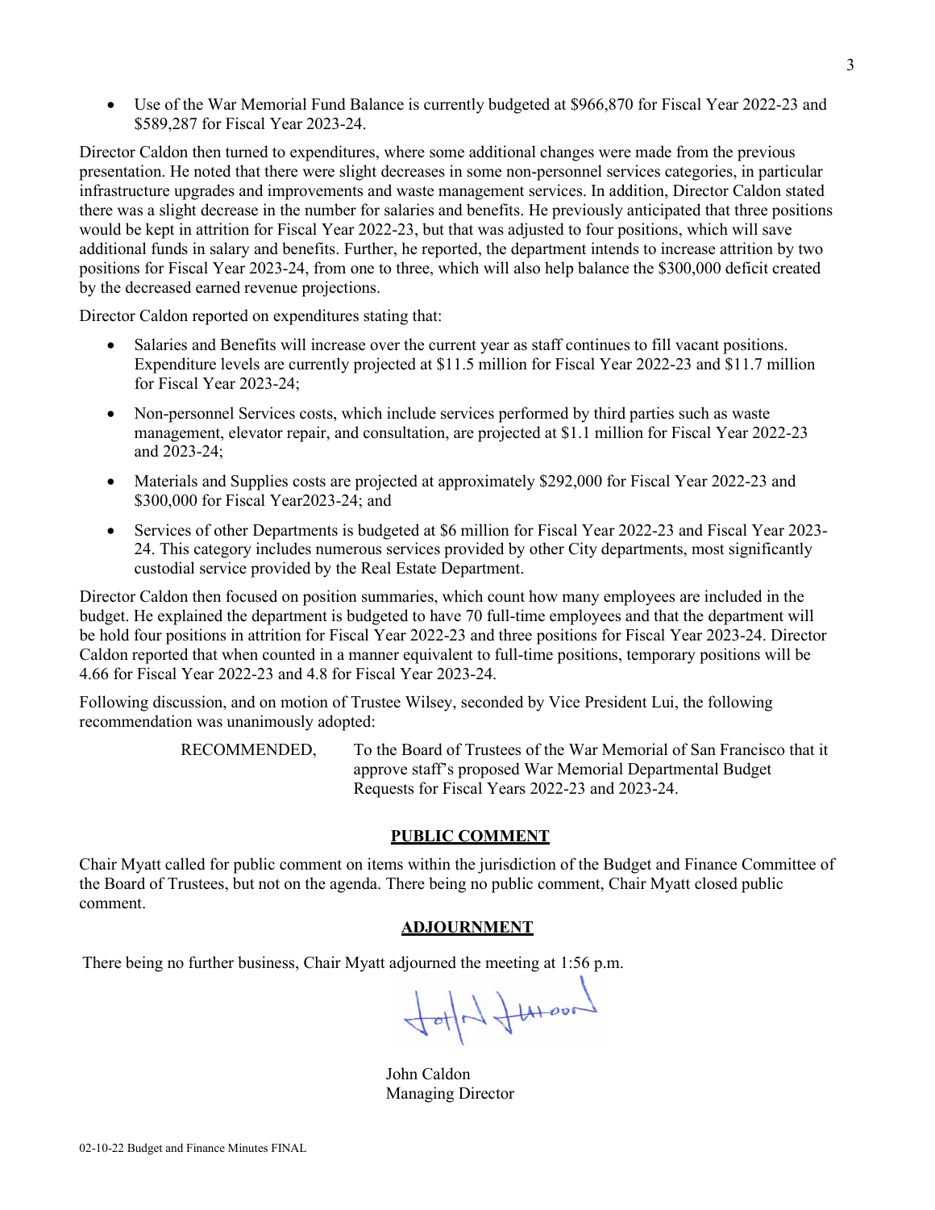- Use of the War Memorial Fund Balance is currently budgeted at $966,870 for Fiscal Year 2022-23 and $589,287 for Fiscal Year 2023-24.

Director Caldon then turned to expenditures, where some additional changes were made from the previous presentation. He noted that there were slight decreases in some non-personnel services categories, in particular infrastructure upgrades and improvements and waste management services. In addition, Director Caldon stated there was a slight decrease in the number for salaries and benefits. He previously anticipated that three positions would be kept in attrition for Fiscal Year 2022-23, but that was adjusted to four positions, which will save additional funds in salary and benefits. Further, he reported, the department intends to increase attrition by two positions for Fiscal Year 2023-24, from one to three, which will also help balance the $300,000 deficit created by the decreased earned revenue projections.

Director Caldon reported on expenditures stating that:

- Salaries and Benefits will increase over the current year as staff continues to fill vacant positions. Expenditure levels are currently projected at $11.5 million for Fiscal Year 2022-23 and $11.7 million for Fiscal Year 2023-24;
- Non-personnel Services costs, which include services performed by third parties such as waste management, elevator repair, and consultation, are projected at $1.1 million for Fiscal Year 2022-23 and 2023-24;
- Materials and Supplies costs are projected at approximately $292,000 for Fiscal Year 2022-23 and $300,000 for Fiscal Year2023-24; and
- Services of other Departments is budgeted at $6 million for Fiscal Year 2022-23 and Fiscal Year 2023-24. This category includes numerous services provided by other City departments, most significantly custodial service provided by the Real Estate Department.

Director Caldon then focused on position summaries, which count how many employees are included in the budget. He explained the department is budgeted to have 70 full-time employees and that the department will be hold four positions in attrition for Fiscal Year 2022-23 and three positions for Fiscal Year 2023-24. Director Caldon reported that when counted in a manner equivalent to full-time positions, temporary positions will be 4.66 for Fiscal Year 2022-23 and 4.8 for Fiscal Year 2023-24.

Following discussion, and on motion of Trustee Wilsey, seconded by Vice President Lui, the following recommendation was unanimously adopted:

RECOMMENDED, To the Board of Trustees of the War Memorial of San Francisco that it approve staff's proposed War Memorial Departmental Budget Requests for Fiscal Years 2022-23 and 2023-24.

## PUBLIC COMMENT

Chair Myatt called for public comment on items within the jurisdiction of the Budget and Finance Committee of the Board of Trustees, but not on the agenda. There being no public comment, Chair Myatt closed public comment.

## ADJOURNMENT

There being no further business, Chair Myatt adjourned the meeting at 1:56 p.m.

John Caldon
Managing Director